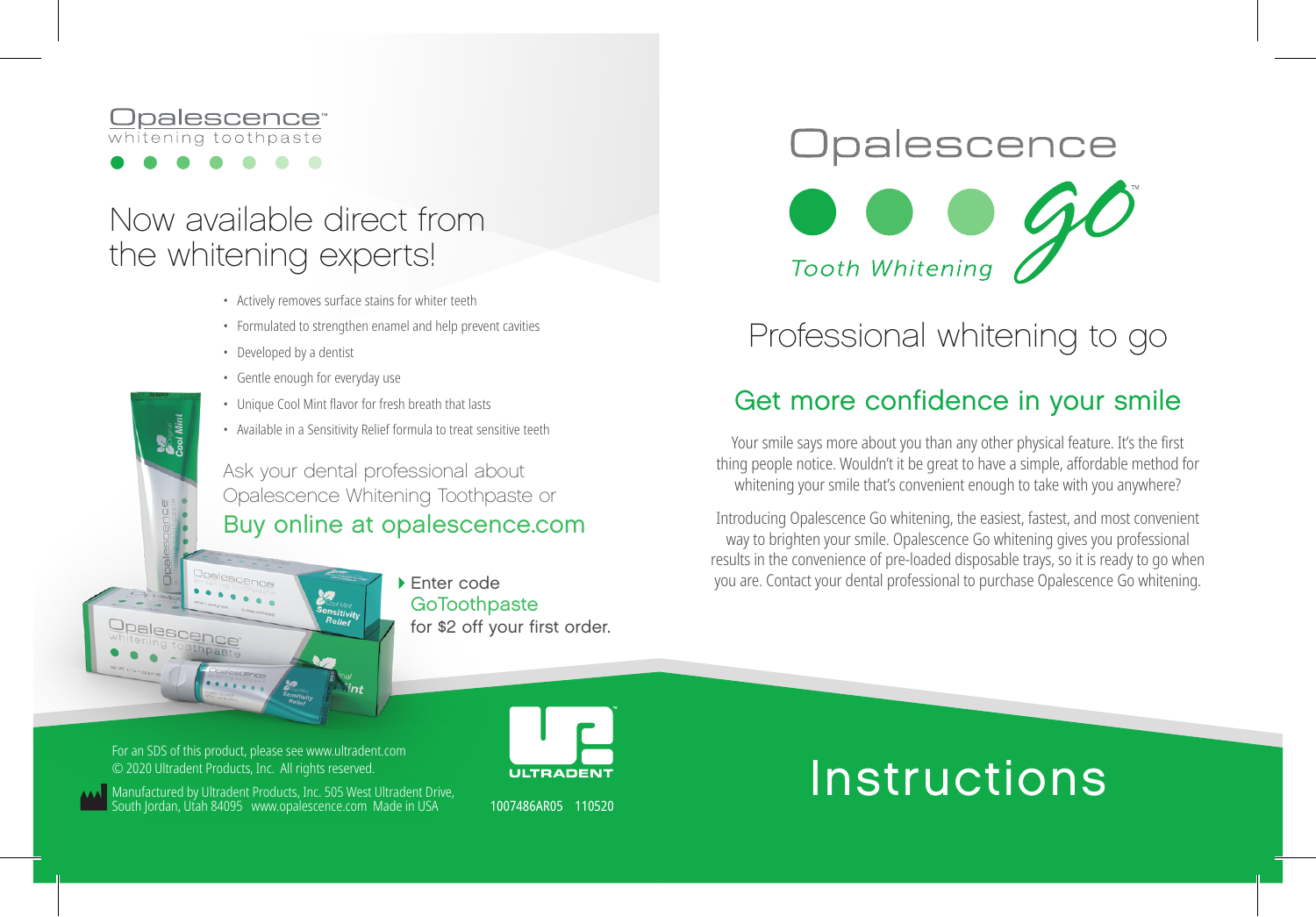Opalescence™
whitening toothpaste

## Now available direct from the whitening experts!

- Actively removes surface stains for whiter teeth
- Formulated to strengthen enamel and help prevent cavities
- Developed by a dentist
- Gentle enough for everyday use
- Unique Cool Mint flavor for fresh breath that lasts
- Available in a Sensitivity Relief formula to treat sensitive teeth

Ask your dental professional about Opalescence Whitening Toothpaste or

**Buy online at opalescence.com**

Enter code **GoToothpaste** for $2 off your first order.

For an SDS of this product, please see www.ultradent.com
© 2020 Ultradent Products, Inc. All rights reserved.

Manufactured by Ultradent Products, Inc. 505 West Ultradent Drive, South Jordan, Utah 84095 www.opalescence.com Made in USA

ULTRADENT

1007486AR05 110520

# Opalescence Go™ Tooth Whitening

## Professional whitening to go

### Get more confidence in your smile

Your smile says more about you than any other physical feature. It's the first thing people notice. Wouldn't it be great to have a simple, affordable method for whitening your smile that's convenient enough to take with you anywhere?

Introducing Opalescence Go whitening, the easiest, fastest, and most convenient way to brighten your smile. Opalescence Go whitening gives you professional results in the convenience of pre-loaded disposable trays, so it is ready to go when you are. Contact your dental professional to purchase Opalescence Go whitening.

# Instructions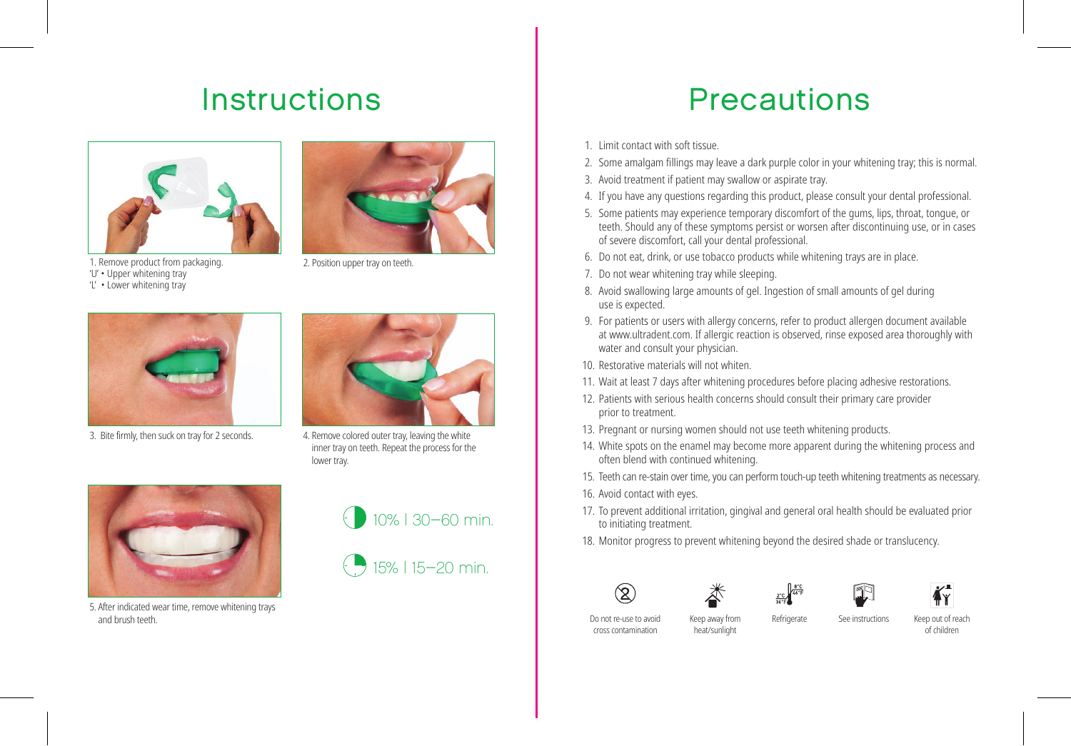# Instructions

1. Remove product from packaging.
'U' • Upper whitening tray
'L' • Lower whitening tray

2. Position upper tray on teeth.

3. Bite firmly, then suck on tray for 2 seconds.

4. Remove colored outer tray, leaving the white inner tray on teeth. Repeat the process for the lower tray.

5. After indicated wear time, remove whitening trays and brush teeth.

10% | 30–60 min.

15% | 15–20 min.

# Precautions

1. Limit contact with soft tissue.
2. Some amalgam fillings may leave a dark purple color in your whitening tray; this is normal.
3. Avoid treatment if patient may swallow or aspirate tray.
4. If you have any questions regarding this product, please consult your dental professional.
5. Some patients may experience temporary discomfort of the gums, lips, throat, tongue, or teeth. Should any of these symptoms persist or worsen after discontinuing use, or in cases of severe discomfort, call your dental professional.
6. Do not eat, drink, or use tobacco products while whitening trays are in place.
7. Do not wear whitening tray while sleeping.
8. Avoid swallowing large amounts of gel. Ingestion of small amounts of gel during use is expected.
9. For patients or users with allergy concerns, refer to product allergen document available at www.ultradent.com. If allergic reaction is observed, rinse exposed area thoroughly with water and consult your physician.
10. Restorative materials will not whiten.
11. Wait at least 7 days after whitening procedures before placing adhesive restorations.
12. Patients with serious health concerns should consult their primary care provider prior to treatment.
13. Pregnant or nursing women should not use teeth whitening products.
14. White spots on the enamel may become more apparent during the whitening process and often blend with continued whitening.
15. Teeth can re-stain over time, you can perform touch-up teeth whitening treatments as necessary.
16. Avoid contact with eyes.
17. To prevent additional irritation, gingival and general oral health should be evaluated prior to initiating treatment.
18. Monitor progress to prevent whitening beyond the desired shade or translucency.

Do not re-use to avoid cross contamination

Keep away from heat/sunlight

2°C 36°F 8°C 46°F Refrigerate

See instructions

Keep out of reach of children